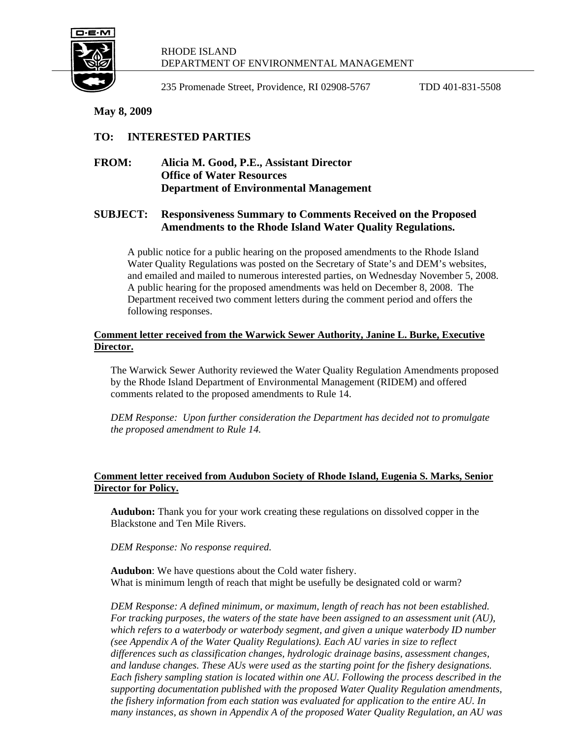RHODE ISLAND
DEPARTMENT OF ENVIRONMENTAL MANAGEMENT

235 Promenade Street, Providence, RI 02908-5767 TDD 401-831-5508

**May 8, 2009**

**TO: INTERESTED PARTIES**

**FROM: Alicia M. Good, P.E., Assistant Director**
**Office of Water Resources**
**Department of Environmental Management**

**SUBJECT: Responsiveness Summary to Comments Received on the Proposed Amendments to the Rhode Island Water Quality Regulations.**

A public notice for a public hearing on the proposed amendments to the Rhode Island Water Quality Regulations was posted on the Secretary of State's and DEM's websites, and emailed and mailed to numerous interested parties, on Wednesday November 5, 2008. A public hearing for the proposed amendments was held on December 8, 2008. The Department received two comment letters during the comment period and offers the following responses.

**Comment letter received from the Warwick Sewer Authority, Janine L. Burke, Executive Director.**

The Warwick Sewer Authority reviewed the Water Quality Regulation Amendments proposed by the Rhode Island Department of Environmental Management (RIDEM) and offered comments related to the proposed amendments to Rule 14.

*DEM Response: Upon further consideration the Department has decided not to promulgate the proposed amendment to Rule 14.*

**Comment letter received from Audubon Society of Rhode Island, Eugenia S. Marks, Senior Director for Policy.**

**Audubon:** Thank you for your work creating these regulations on dissolved copper in the Blackstone and Ten Mile Rivers.

*DEM Response: No response required.*

**Audubon**: We have questions about the Cold water fishery.
What is minimum length of reach that might be usefully be designated cold or warm?

*DEM Response: A defined minimum, or maximum, length of reach has not been established. For tracking purposes, the waters of the state have been assigned to an assessment unit (AU), which refers to a waterbody or waterbody segment, and given a unique waterbody ID number (see Appendix A of the Water Quality Regulations). Each AU varies in size to reflect differences such as classification changes, hydrologic drainage basins, assessment changes, and landuse changes. These AUs were used as the starting point for the fishery designations. Each fishery sampling station is located within one AU. Following the process described in the supporting documentation published with the proposed Water Quality Regulation amendments, the fishery information from each station was evaluated for application to the entire AU. In many instances, as shown in Appendix A of the proposed Water Quality Regulation, an AU was*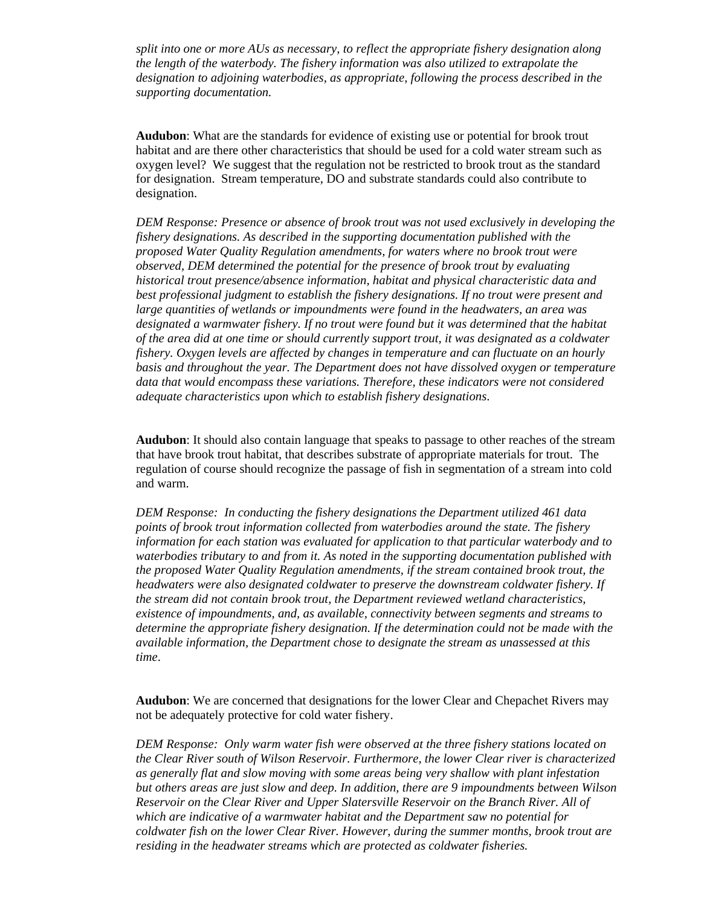*split into one or more AUs as necessary, to reflect the appropriate fishery designation along the length of the waterbody. The fishery information was also utilized to extrapolate the designation to adjoining waterbodies, as appropriate, following the process described in the supporting documentation.*

**Audubon**: What are the standards for evidence of existing use or potential for brook trout habitat and are there other characteristics that should be used for a cold water stream such as oxygen level? We suggest that the regulation not be restricted to brook trout as the standard for designation. Stream temperature, DO and substrate standards could also contribute to designation.

*DEM Response: Presence or absence of brook trout was not used exclusively in developing the fishery designations. As described in the supporting documentation published with the proposed Water Quality Regulation amendments, for waters where no brook trout were observed, DEM determined the potential for the presence of brook trout by evaluating historical trout presence/absence information, habitat and physical characteristic data and best professional judgment to establish the fishery designations. If no trout were present and large quantities of wetlands or impoundments were found in the headwaters, an area was designated a warmwater fishery. If no trout were found but it was determined that the habitat of the area did at one time or should currently support trout, it was designated as a coldwater fishery. Oxygen levels are affected by changes in temperature and can fluctuate on an hourly basis and throughout the year. The Department does not have dissolved oxygen or temperature data that would encompass these variations. Therefore, these indicators were not considered adequate characteristics upon which to establish fishery designations.*

**Audubon**: It should also contain language that speaks to passage to other reaches of the stream that have brook trout habitat, that describes substrate of appropriate materials for trout. The regulation of course should recognize the passage of fish in segmentation of a stream into cold and warm.

*DEM Response: In conducting the fishery designations the Department utilized 461 data points of brook trout information collected from waterbodies around the state. The fishery information for each station was evaluated for application to that particular waterbody and to waterbodies tributary to and from it. As noted in the supporting documentation published with the proposed Water Quality Regulation amendments, if the stream contained brook trout, the headwaters were also designated coldwater to preserve the downstream coldwater fishery. If the stream did not contain brook trout, the Department reviewed wetland characteristics, existence of impoundments, and, as available, connectivity between segments and streams to determine the appropriate fishery designation. If the determination could not be made with the available information, the Department chose to designate the stream as unassessed at this time.*

**Audubon**: We are concerned that designations for the lower Clear and Chepachet Rivers may not be adequately protective for cold water fishery.

*DEM Response: Only warm water fish were observed at the three fishery stations located on the Clear River south of Wilson Reservoir. Furthermore, the lower Clear river is characterized as generally flat and slow moving with some areas being very shallow with plant infestation but others areas are just slow and deep. In addition, there are 9 impoundments between Wilson Reservoir on the Clear River and Upper Slatersville Reservoir on the Branch River. All of which are indicative of a warmwater habitat and the Department saw no potential for coldwater fish on the lower Clear River. However, during the summer months, brook trout are residing in the headwater streams which are protected as coldwater fisheries.*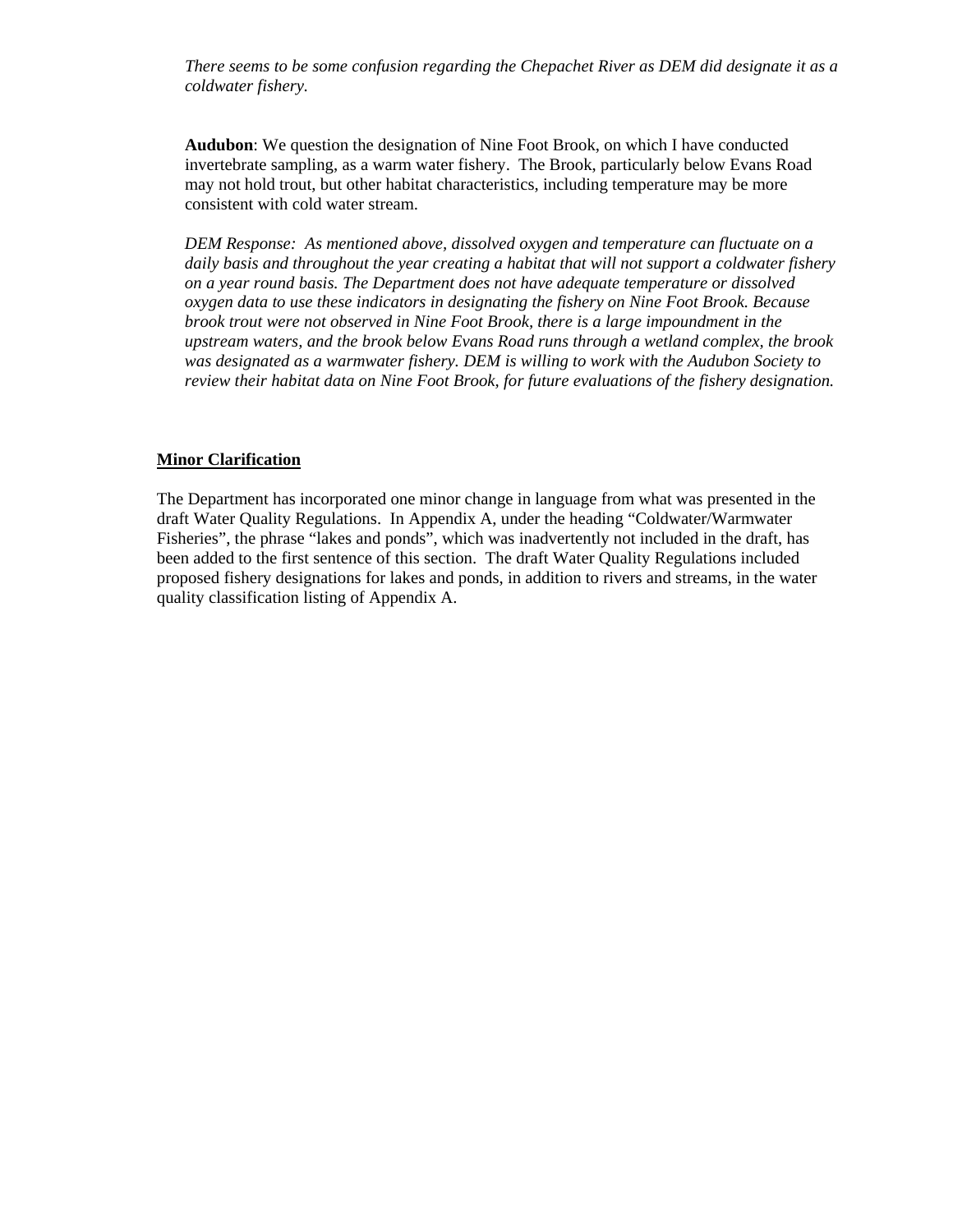*There seems to be some confusion regarding the Chepachet River as DEM did designate it as a coldwater fishery.*

**Audubon**: We question the designation of Nine Foot Brook, on which I have conducted invertebrate sampling, as a warm water fishery. The Brook, particularly below Evans Road may not hold trout, but other habitat characteristics, including temperature may be more consistent with cold water stream.

*DEM Response: As mentioned above, dissolved oxygen and temperature can fluctuate on a daily basis and throughout the year creating a habitat that will not support a coldwater fishery on a year round basis. The Department does not have adequate temperature or dissolved oxygen data to use these indicators in designating the fishery on Nine Foot Brook. Because brook trout were not observed in Nine Foot Brook, there is a large impoundment in the upstream waters, and the brook below Evans Road runs through a wetland complex, the brook was designated as a warmwater fishery. DEM is willing to work with the Audubon Society to review their habitat data on Nine Foot Brook, for future evaluations of the fishery designation.*

## Minor Clarification

The Department has incorporated one minor change in language from what was presented in the draft Water Quality Regulations. In Appendix A, under the heading "Coldwater/Warmwater Fisheries", the phrase "lakes and ponds", which was inadvertently not included in the draft, has been added to the first sentence of this section. The draft Water Quality Regulations included proposed fishery designations for lakes and ponds, in addition to rivers and streams, in the water quality classification listing of Appendix A.